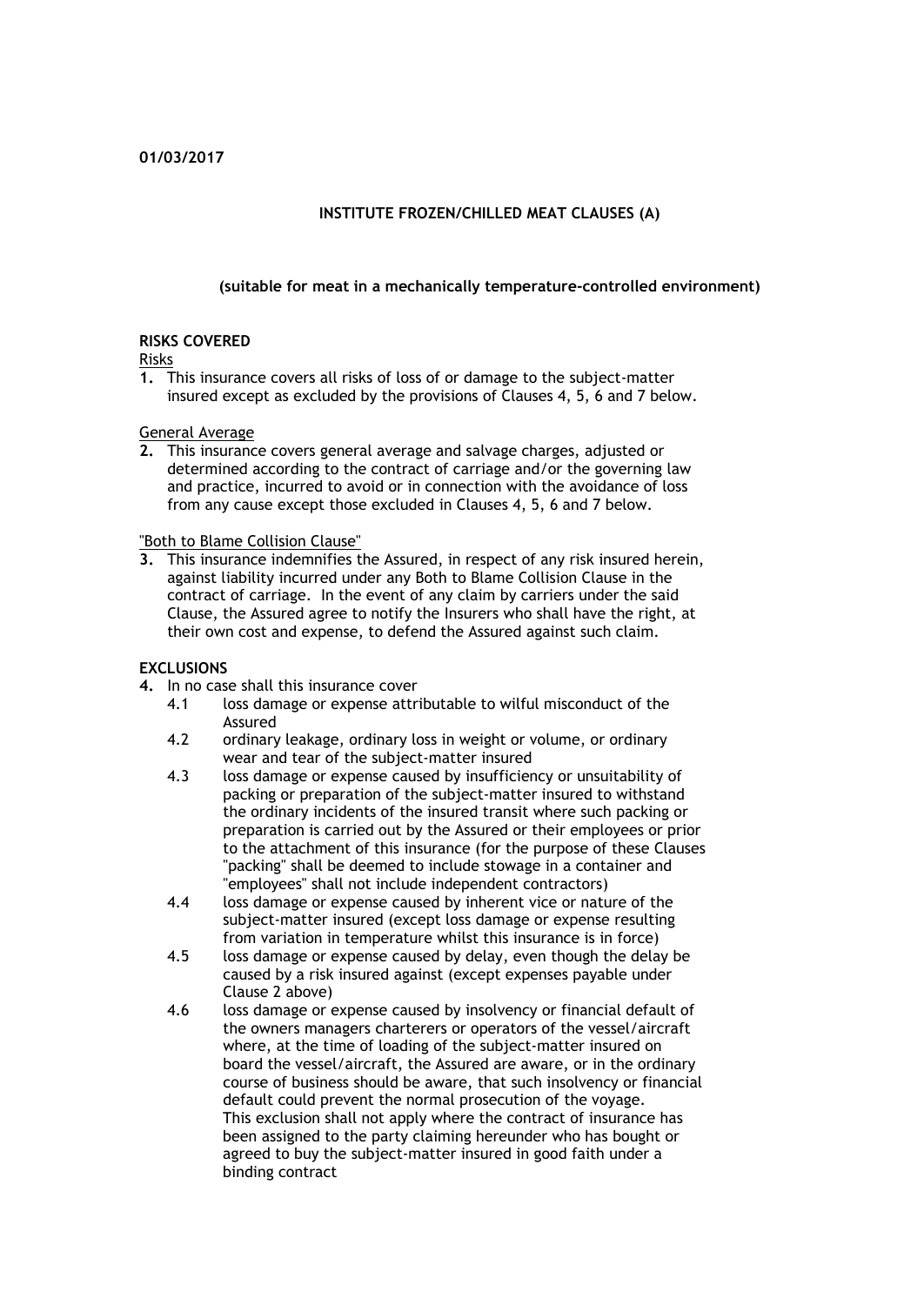**01/03/2017**

# INSTITUTE FROZEN/CHILLED MEAT CLAUSES (A)

**(suitable for meat in a mechanically temperature-controlled environment)**

## RISKS COVERED

Risks

**1.** This insurance covers all risks of loss of or damage to the subject-matter insured except as excluded by the provisions of Clauses 4, 5, 6 and 7 below.

General Average

**2.** This insurance covers general average and salvage charges, adjusted or determined according to the contract of carriage and/or the governing law and practice, incurred to avoid or in connection with the avoidance of loss from any cause except those excluded in Clauses 4, 5, 6 and 7 below.

"Both to Blame Collision Clause"

**3.** This insurance indemnifies the Assured, in respect of any risk insured herein, against liability incurred under any Both to Blame Collision Clause in the contract of carriage. In the event of any claim by carriers under the said Clause, the Assured agree to notify the Insurers who shall have the right, at their own cost and expense, to defend the Assured against such claim.

## EXCLUSIONS

**4.** In no case shall this insurance cover

4.1 loss damage or expense attributable to wilful misconduct of the Assured

4.2 ordinary leakage, ordinary loss in weight or volume, or ordinary wear and tear of the subject-matter insured

4.3 loss damage or expense caused by insufficiency or unsuitability of packing or preparation of the subject-matter insured to withstand the ordinary incidents of the insured transit where such packing or preparation is carried out by the Assured or their employees or prior to the attachment of this insurance (for the purpose of these Clauses "packing" shall be deemed to include stowage in a container and "employees" shall not include independent contractors)

4.4 loss damage or expense caused by inherent vice or nature of the subject-matter insured (except loss damage or expense resulting from variation in temperature whilst this insurance is in force)

4.5 loss damage or expense caused by delay, even though the delay be caused by a risk insured against (except expenses payable under Clause 2 above)

4.6 loss damage or expense caused by insolvency or financial default of the owners managers charterers or operators of the vessel/aircraft where, at the time of loading of the subject-matter insured on board the vessel/aircraft, the Assured are aware, or in the ordinary course of business should be aware, that such insolvency or financial default could prevent the normal prosecution of the voyage.
This exclusion shall not apply where the contract of insurance has been assigned to the party claiming hereunder who has bought or agreed to buy the subject-matter insured in good faith under a binding contract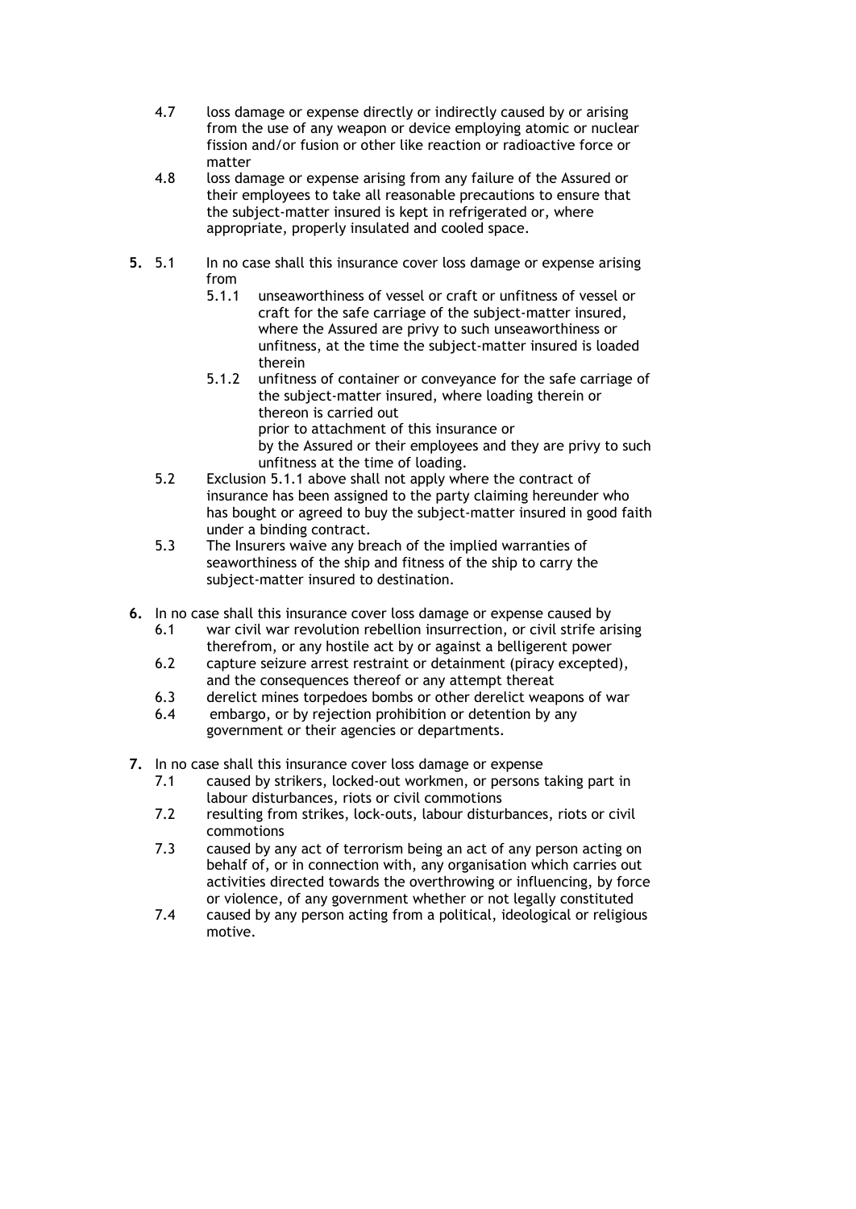4.7 loss damage or expense directly or indirectly caused by or arising from the use of any weapon or device employing atomic or nuclear fission and/or fusion or other like reaction or radioactive force or matter

4.8 loss damage or expense arising from any failure of the Assured or their employees to take all reasonable precautions to ensure that the subject-matter insured is kept in refrigerated or, where appropriate, properly insulated and cooled space.

**5.** 5.1 In no case shall this insurance cover loss damage or expense arising from

5.1.1 unseaworthiness of vessel or craft or unfitness of vessel or craft for the safe carriage of the subject-matter insured, where the Assured are privy to such unseaworthiness or unfitness, at the time the subject-matter insured is loaded therein

5.1.2 unfitness of container or conveyance for the safe carriage of the subject-matter insured, where loading therein or thereon is carried out
prior to attachment of this insurance or
by the Assured or their employees and they are privy to such unfitness at the time of loading.

5.2 Exclusion 5.1.1 above shall not apply where the contract of insurance has been assigned to the party claiming hereunder who has bought or agreed to buy the subject-matter insured in good faith under a binding contract.

5.3 The Insurers waive any breach of the implied warranties of seaworthiness of the ship and fitness of the ship to carry the subject-matter insured to destination.

**6.** In no case shall this insurance cover loss damage or expense caused by

6.1 war civil war revolution rebellion insurrection, or civil strife arising therefrom, or any hostile act by or against a belligerent power

6.2 capture seizure arrest restraint or detainment (piracy excepted), and the consequences thereof or any attempt thereat

6.3 derelict mines torpedoes bombs or other derelict weapons of war

6.4 embargo, or by rejection prohibition or detention by any government or their agencies or departments.

**7.** In no case shall this insurance cover loss damage or expense

7.1 caused by strikers, locked-out workmen, or persons taking part in labour disturbances, riots or civil commotions

7.2 resulting from strikes, lock-outs, labour disturbances, riots or civil commotions

7.3 caused by any act of terrorism being an act of any person acting on behalf of, or in connection with, any organisation which carries out activities directed towards the overthrowing or influencing, by force or violence, of any government whether or not legally constituted

7.4 caused by any person acting from a political, ideological or religious motive.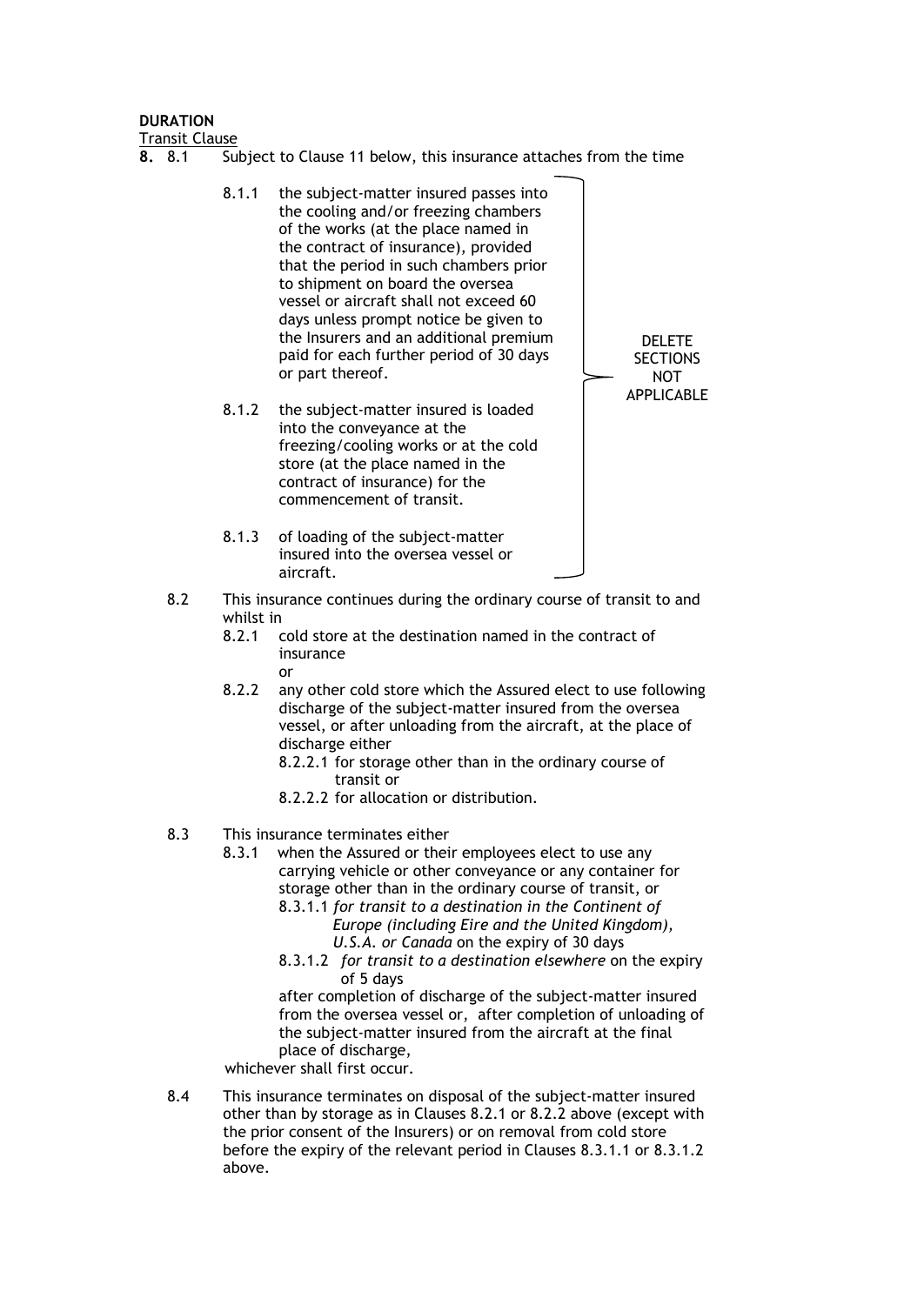**DURATION**

Transit Clause

**8.** 8.1 Subject to Clause 11 below, this insurance attaches from the time

- 8.1.1 the subject-matter insured passes into the cooling and/or freezing chambers of the works (at the place named in the contract of insurance), provided that the period in such chambers prior to shipment on board the oversea vessel or aircraft shall not exceed 60 days unless prompt notice be given to the Insurers and an additional premium paid for each further period of 30 days or part thereof.
- 8.1.2 the subject-matter insured is loaded into the conveyance at the freezing/cooling works or at the cold store (at the place named in the contract of insurance) for the commencement of transit.
- 8.1.3 of loading of the subject-matter insured into the oversea vessel or aircraft.

DELETE SECTIONS NOT APPLICABLE

8.2 This insurance continues during the ordinary course of transit to and whilst in

- 8.2.1 cold store at the destination named in the contract of insurance

  or

- 8.2.2 any other cold store which the Assured elect to use following discharge of the subject-matter insured from the oversea vessel, or after unloading from the aircraft, at the place of discharge either
  - 8.2.2.1 for storage other than in the ordinary course of transit or
  - 8.2.2.2 for allocation or distribution.

8.3 This insurance terminates either

- 8.3.1 when the Assured or their employees elect to use any carrying vehicle or other conveyance or any container for storage other than in the ordinary course of transit, or
  - 8.3.1.1 *for transit to a destination in the Continent of Europe (including Eire and the United Kingdom), U.S.A. or Canada* on the expiry of 30 days
  - 8.3.1.2 *for transit to a destination elsewhere* on the expiry of 5 days

  after completion of discharge of the subject-matter insured from the oversea vessel or, after completion of unloading of the subject-matter insured from the aircraft at the final place of discharge,

whichever shall first occur.

8.4 This insurance terminates on disposal of the subject-matter insured other than by storage as in Clauses 8.2.1 or 8.2.2 above (except with the prior consent of the Insurers) or on removal from cold store before the expiry of the relevant period in Clauses 8.3.1.1 or 8.3.1.2 above.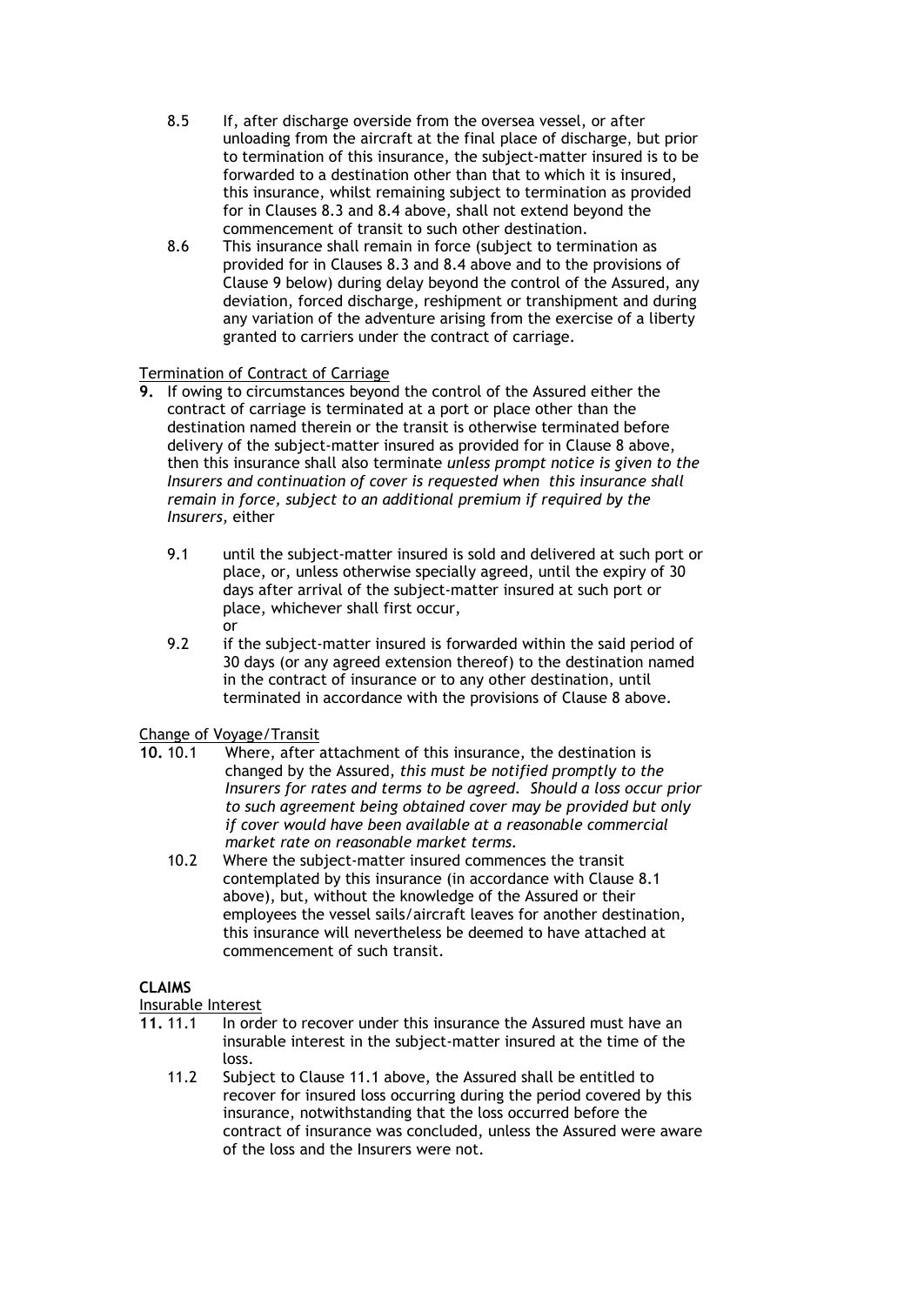8.5 If, after discharge overside from the oversea vessel, or after unloading from the aircraft at the final place of discharge, but prior to termination of this insurance, the subject-matter insured is to be forwarded to a destination other than that to which it is insured, this insurance, whilst remaining subject to termination as provided for in Clauses 8.3 and 8.4 above, shall not extend beyond the commencement of transit to such other destination.

8.6 This insurance shall remain in force (subject to termination as provided for in Clauses 8.3 and 8.4 above and to the provisions of Clause 9 below) during delay beyond the control of the Assured, any deviation, forced discharge, reshipment or transhipment and during any variation of the adventure arising from the exercise of a liberty granted to carriers under the contract of carriage.

<u>Termination of Contract of Carriage</u>

**9.** If owing to circumstances beyond the control of the Assured either the contract of carriage is terminated at a port or place other than the destination named therein or the transit is otherwise terminated before delivery of the subject-matter insured as provided for in Clause 8 above, then this insurance shall also terminate *unless prompt notice is given to the Insurers and continuation of cover is requested when this insurance shall remain in force, subject to an additional premium if required by the Insurers,* either

9.1 until the subject-matter insured is sold and delivered at such port or place, or, unless otherwise specially agreed, until the expiry of 30 days after arrival of the subject-matter insured at such port or place, whichever shall first occur,

or

9.2 if the subject-matter insured is forwarded within the said period of 30 days (or any agreed extension thereof) to the destination named in the contract of insurance or to any other destination, until terminated in accordance with the provisions of Clause 8 above.

<u>Change of Voyage/Transit</u>

**10.** 10.1 Where, after attachment of this insurance, the destination is changed by the Assured, *this must be notified promptly to the Insurers for rates and terms to be agreed. Should a loss occur prior to such agreement being obtained cover may be provided but only if cover would have been available at a reasonable commercial market rate on reasonable market terms.*

10.2 Where the subject-matter insured commences the transit contemplated by this insurance (in accordance with Clause 8.1 above), but, without the knowledge of the Assured or their employees the vessel sails/aircraft leaves for another destination, this insurance will nevertheless be deemed to have attached at commencement of such transit.

**CLAIMS**

<u>Insurable Interest</u>

**11.** 11.1 In order to recover under this insurance the Assured must have an insurable interest in the subject-matter insured at the time of the loss.

11.2 Subject to Clause 11.1 above, the Assured shall be entitled to recover for insured loss occurring during the period covered by this insurance, notwithstanding that the loss occurred before the contract of insurance was concluded, unless the Assured were aware of the loss and the Insurers were not.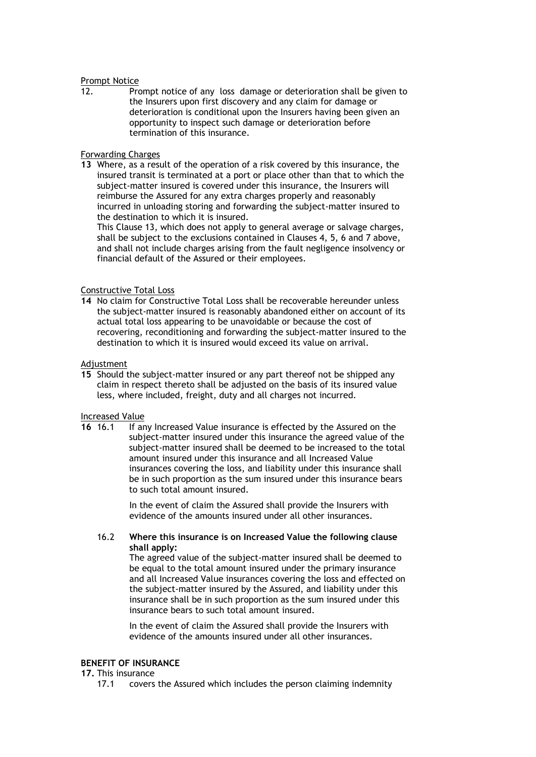Prompt Notice

12. Prompt notice of any loss damage or deterioration shall be given to the Insurers upon first discovery and any claim for damage or deterioration is conditional upon the Insurers having been given an opportunity to inspect such damage or deterioration before termination of this insurance.

Forwarding Charges

**13** Where, as a result of the operation of a risk covered by this insurance, the insured transit is terminated at a port or place other than that to which the subject-matter insured is covered under this insurance, the Insurers will reimburse the Assured for any extra charges properly and reasonably incurred in unloading storing and forwarding the subject-matter insured to the destination to which it is insured.
This Clause 13, which does not apply to general average or salvage charges, shall be subject to the exclusions contained in Clauses 4, 5, 6 and 7 above, and shall not include charges arising from the fault negligence insolvency or financial default of the Assured or their employees.

Constructive Total Loss

**14** No claim for Constructive Total Loss shall be recoverable hereunder unless the subject-matter insured is reasonably abandoned either on account of its actual total loss appearing to be unavoidable or because the cost of recovering, reconditioning and forwarding the subject-matter insured to the destination to which it is insured would exceed its value on arrival.

Adjustment

**15** Should the subject-matter insured or any part thereof not be shipped any claim in respect thereto shall be adjusted on the basis of its insured value less, where included, freight, duty and all charges not incurred.

Increased Value

**16** 16.1 If any Increased Value insurance is effected by the Assured on the subject-matter insured under this insurance the agreed value of the subject-matter insured shall be deemed to be increased to the total amount insured under this insurance and all Increased Value insurances covering the loss, and liability under this insurance shall be in such proportion as the sum insured under this insurance bears to such total amount insured.

In the event of claim the Assured shall provide the Insurers with evidence of the amounts insured under all other insurances.

16.2 **Where this insurance is on Increased Value the following clause shall apply:**
The agreed value of the subject-matter insured shall be deemed to be equal to the total amount insured under the primary insurance and all Increased Value insurances covering the loss and effected on the subject-matter insured by the Assured, and liability under this insurance shall be in such proportion as the sum insured under this insurance bears to such total amount insured.

In the event of claim the Assured shall provide the Insurers with evidence of the amounts insured under all other insurances.

**BENEFIT OF INSURANCE**

**17.** This insurance

17.1 covers the Assured which includes the person claiming indemnity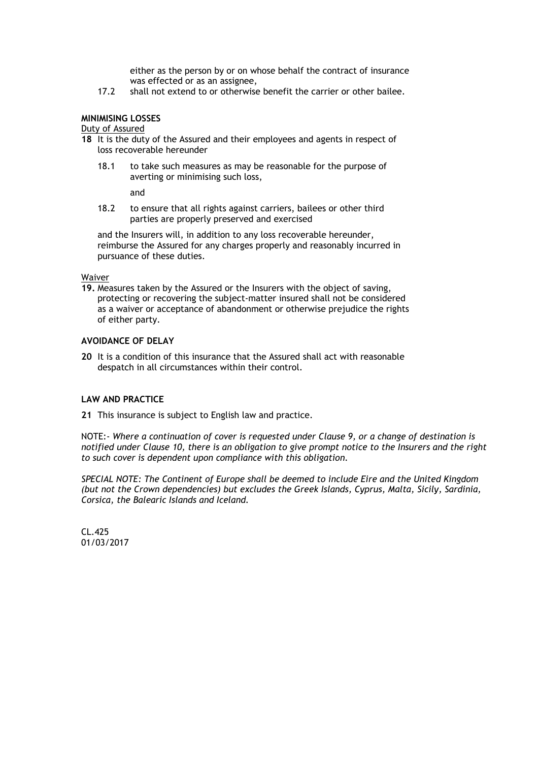either as the person by or on whose behalf the contract of insurance was effected or as an assignee,

17.2 shall not extend to or otherwise benefit the carrier or other bailee.

**MINIMISING LOSSES**

Duty of Assured

**18** It is the duty of the Assured and their employees and agents in respect of loss recoverable hereunder

18.1 to take such measures as may be reasonable for the purpose of averting or minimising such loss,

and

18.2 to ensure that all rights against carriers, bailees or other third parties are properly preserved and exercised

and the Insurers will, in addition to any loss recoverable hereunder, reimburse the Assured for any charges properly and reasonably incurred in pursuance of these duties.

Waiver

**19.** Measures taken by the Assured or the Insurers with the object of saving, protecting or recovering the subject-matter insured shall not be considered as a waiver or acceptance of abandonment or otherwise prejudice the rights of either party.

**AVOIDANCE OF DELAY**

**20** It is a condition of this insurance that the Assured shall act with reasonable despatch in all circumstances within their control.

**LAW AND PRACTICE**

**21** This insurance is subject to English law and practice.

NOTE:- *Where a continuation of cover is requested under Clause 9, or a change of destination is notified under Clause 10, there is an obligation to give prompt notice to the Insurers and the right to such cover is dependent upon compliance with this obligation.*

*SPECIAL NOTE: The Continent of Europe shall be deemed to include Eire and the United Kingdom (but not the Crown dependencies) but excludes the Greek Islands, Cyprus, Malta, Sicily, Sardinia, Corsica, the Balearic Islands and Iceland.*

CL.425
01/03/2017